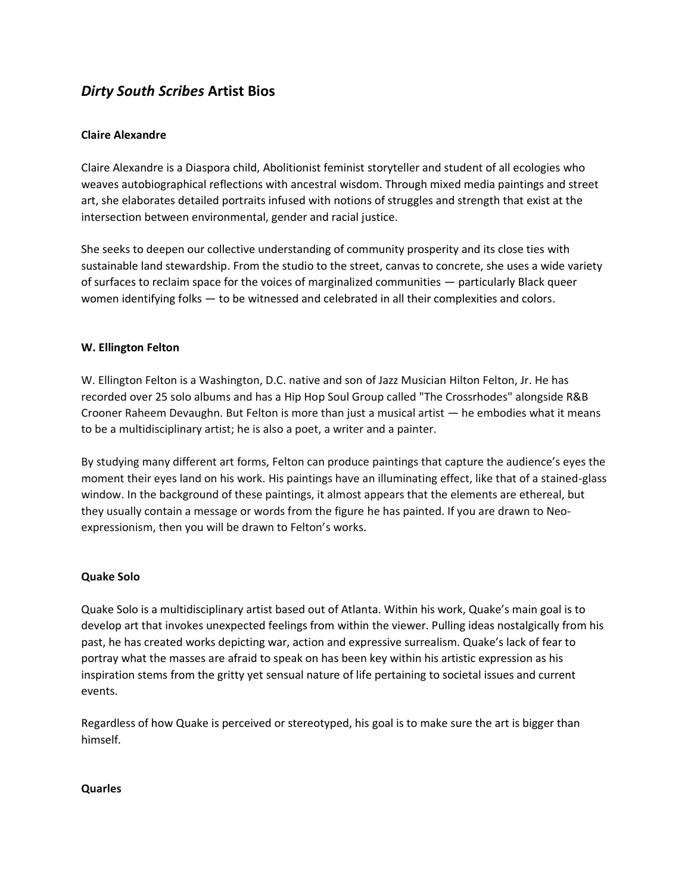# *Dirty South Scribes* Artist Bios

### Claire Alexandre

Claire Alexandre is a Diaspora child, Abolitionist feminist storyteller and student of all ecologies who weaves autobiographical reflections with ancestral wisdom. Through mixed media paintings and street art, she elaborates detailed portraits infused with notions of struggles and strength that exist at the intersection between environmental, gender and racial justice.

She seeks to deepen our collective understanding of community prosperity and its close ties with sustainable land stewardship. From the studio to the street, canvas to concrete, she uses a wide variety of surfaces to reclaim space for the voices of marginalized communities — particularly Black queer women identifying folks — to be witnessed and celebrated in all their complexities and colors.

### W. Ellington Felton

W. Ellington Felton is a Washington, D.C. native and son of Jazz Musician Hilton Felton, Jr. He has recorded over 25 solo albums and has a Hip Hop Soul Group called "The Crossrhodes" alongside R&B Crooner Raheem Devaughn. But Felton is more than just a musical artist — he embodies what it means to be a multidisciplinary artist; he is also a poet, a writer and a painter.

By studying many different art forms, Felton can produce paintings that capture the audience's eyes the moment their eyes land on his work. His paintings have an illuminating effect, like that of a stained-glass window. In the background of these paintings, it almost appears that the elements are ethereal, but they usually contain a message or words from the figure he has painted. If you are drawn to Neo-expressionism, then you will be drawn to Felton's works.

### Quake Solo

Quake Solo is a multidisciplinary artist based out of Atlanta. Within his work, Quake's main goal is to develop art that invokes unexpected feelings from within the viewer. Pulling ideas nostalgically from his past, he has created works depicting war, action and expressive surrealism. Quake's lack of fear to portray what the masses are afraid to speak on has been key within his artistic expression as his inspiration stems from the gritty yet sensual nature of life pertaining to societal issues and current events.

Regardless of how Quake is perceived or stereotyped, his goal is to make sure the art is bigger than himself.

### Quarles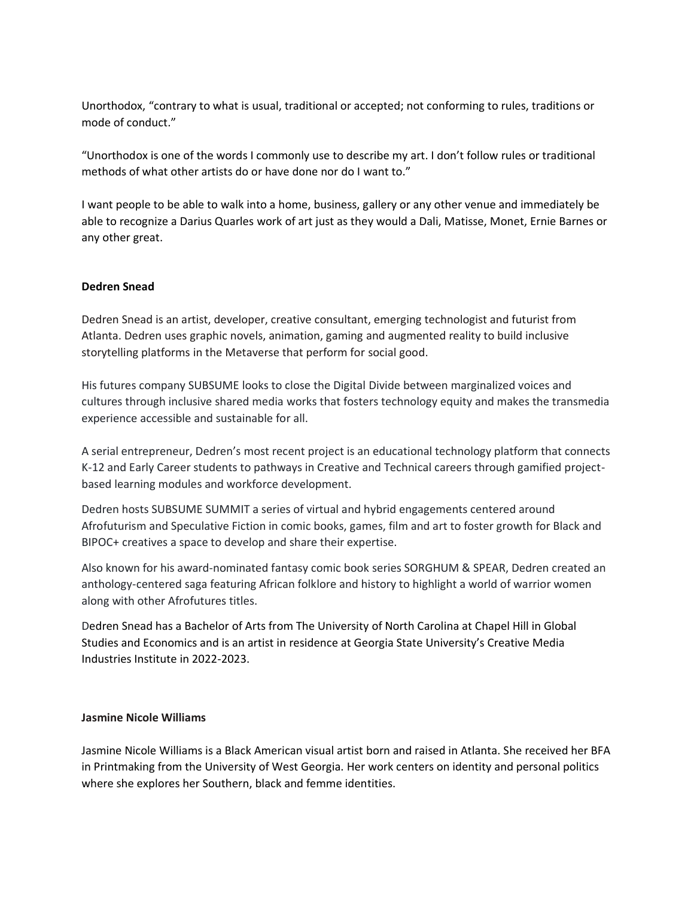Unorthodox, "contrary to what is usual, traditional or accepted; not conforming to rules, traditions or mode of conduct."

"Unorthodox is one of the words I commonly use to describe my art. I don't follow rules or traditional methods of what other artists do or have done nor do I want to."

I want people to be able to walk into a home, business, gallery or any other venue and immediately be able to recognize a Darius Quarles work of art just as they would a Dali, Matisse, Monet, Ernie Barnes or any other great.

**Dedren Snead**

Dedren Snead is an artist, developer, creative consultant, emerging technologist and futurist from Atlanta. Dedren uses graphic novels, animation, gaming and augmented reality to build inclusive storytelling platforms in the Metaverse that perform for social good.

His futures company SUBSUME looks to close the Digital Divide between marginalized voices and cultures through inclusive shared media works that fosters technology equity and makes the transmedia experience accessible and sustainable for all.

A serial entrepreneur, Dedren's most recent project is an educational technology platform that connects K-12 and Early Career students to pathways in Creative and Technical careers through gamified project-based learning modules and workforce development.

Dedren hosts SUBSUME SUMMIT a series of virtual and hybrid engagements centered around Afrofuturism and Speculative Fiction in comic books, games, film and art to foster growth for Black and BIPOC+ creatives a space to develop and share their expertise.

Also known for his award-nominated fantasy comic book series SORGHUM & SPEAR, Dedren created an anthology-centered saga featuring African folklore and history to highlight a world of warrior women along with other Afrofutures titles.

Dedren Snead has a Bachelor of Arts from The University of North Carolina at Chapel Hill in Global Studies and Economics and is an artist in residence at Georgia State University's Creative Media Industries Institute in 2022-2023.

**Jasmine Nicole Williams**

Jasmine Nicole Williams is a Black American visual artist born and raised in Atlanta. She received her BFA in Printmaking from the University of West Georgia. Her work centers on identity and personal politics where she explores her Southern, black and femme identities.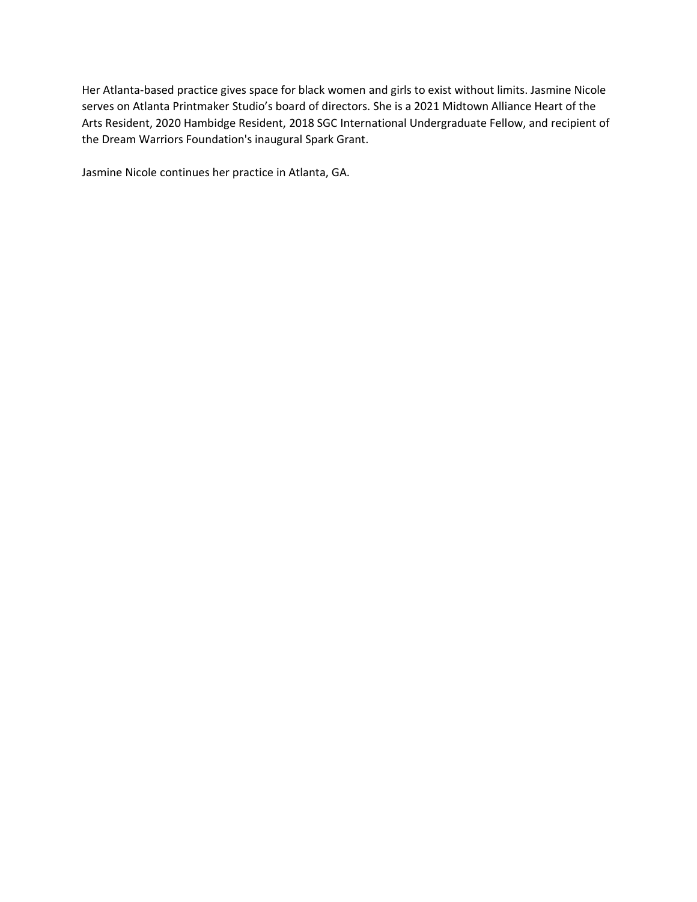Her Atlanta-based practice gives space for black women and girls to exist without limits. Jasmine Nicole serves on Atlanta Printmaker Studio's board of directors. She is a 2021 Midtown Alliance Heart of the Arts Resident, 2020 Hambidge Resident, 2018 SGC International Undergraduate Fellow, and recipient of the Dream Warriors Foundation's inaugural Spark Grant.

Jasmine Nicole continues her practice in Atlanta, GA.